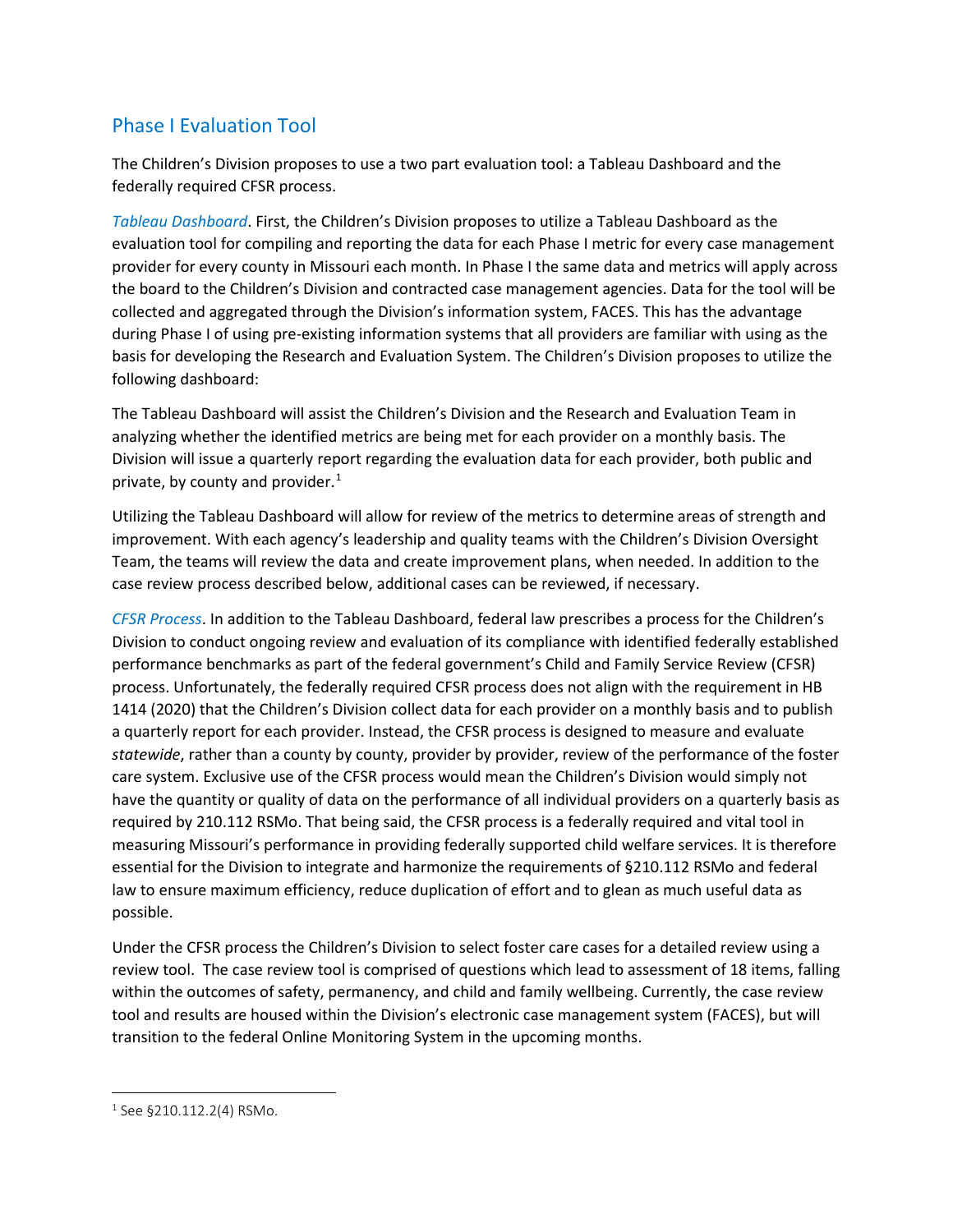## Phase I Evaluation Tool

The Children's Division proposes to use a two part evaluation tool: a Tableau Dashboard and the federally required CFSR process.

*Tableau Dashboard*. First, the Children's Division proposes to utilize a Tableau Dashboard as the evaluation tool for compiling and reporting the data for each Phase I metric for every case management provider for every county in Missouri each month. In Phase I the same data and metrics will apply across the board to the Children's Division and contracted case management agencies. Data for the tool will be collected and aggregated through the Division's information system, FACES. This has the advantage during Phase I of using pre-existing information systems that all providers are familiar with using as the basis for developing the Research and Evaluation System. The Children's Division proposes to utilize the following dashboard:

The Tableau Dashboard will assist the Children's Division and the Research and Evaluation Team in analyzing whether the identified metrics are being met for each provider on a monthly basis. The Division will issue a quarterly report regarding the evaluation data for each provider, both public and private, by county and provider.[1]

Utilizing the Tableau Dashboard will allow for review of the metrics to determine areas of strength and improvement. With each agency's leadership and quality teams with the Children's Division Oversight Team, the teams will review the data and create improvement plans, when needed. In addition to the case review process described below, additional cases can be reviewed, if necessary.

*CFSR Process*. In addition to the Tableau Dashboard, federal law prescribes a process for the Children's Division to conduct ongoing review and evaluation of its compliance with identified federally established performance benchmarks as part of the federal government's Child and Family Service Review (CFSR) process. Unfortunately, the federally required CFSR process does not align with the requirement in HB 1414 (2020) that the Children's Division collect data for each provider on a monthly basis and to publish a quarterly report for each provider. Instead, the CFSR process is designed to measure and evaluate *statewide*, rather than a county by county, provider by provider, review of the performance of the foster care system. Exclusive use of the CFSR process would mean the Children's Division would simply not have the quantity or quality of data on the performance of all individual providers on a quarterly basis as required by 210.112 RSMo. That being said, the CFSR process is a federally required and vital tool in measuring Missouri's performance in providing federally supported child welfare services. It is therefore essential for the Division to integrate and harmonize the requirements of §210.112 RSMo and federal law to ensure maximum efficiency, reduce duplication of effort and to glean as much useful data as possible.

Under the CFSR process the Children's Division to select foster care cases for a detailed review using a review tool. The case review tool is comprised of questions which lead to assessment of 18 items, falling within the outcomes of safety, permanency, and child and family wellbeing. Currently, the case review tool and results are housed within the Division's electronic case management system (FACES), but will transition to the federal Online Monitoring System in the upcoming months.

[1] See §210.112.2(4) RSMo.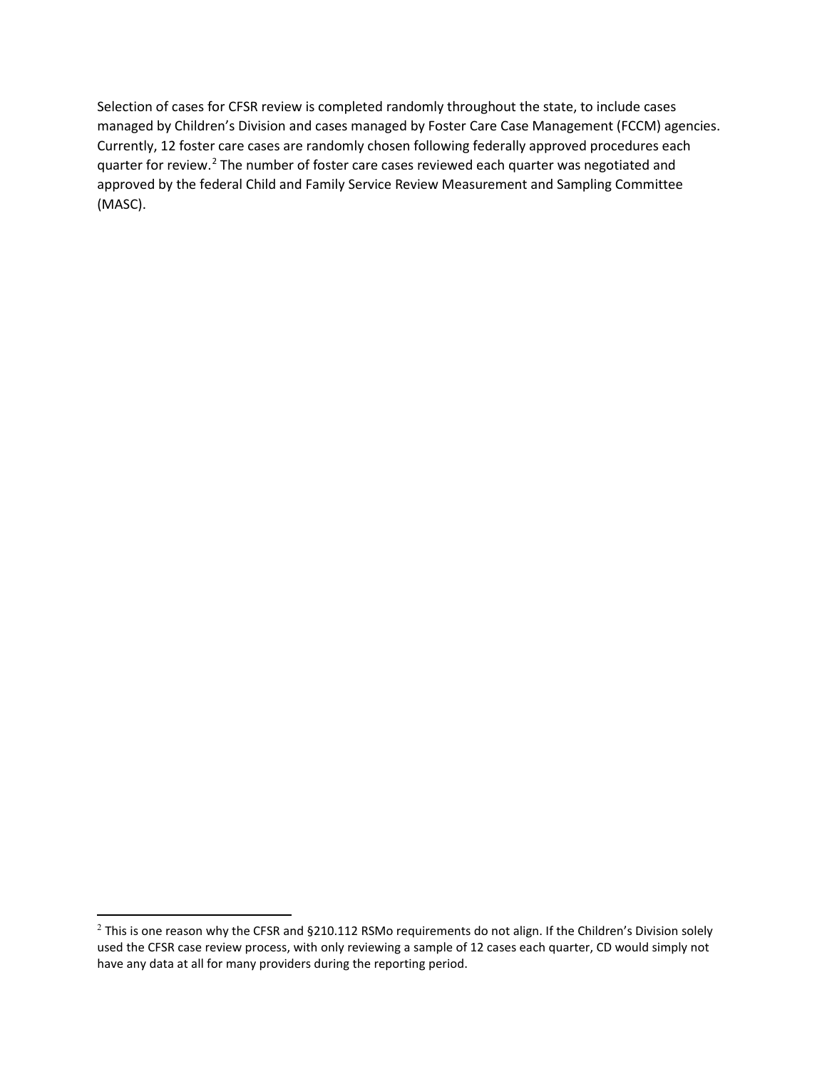Selection of cases for CFSR review is completed randomly throughout the state, to include cases managed by Children's Division and cases managed by Foster Care Case Management (FCCM) agencies. Currently, 12 foster care cases are randomly chosen following federally approved procedures each quarter for review.[2] The number of foster care cases reviewed each quarter was negotiated and approved by the federal Child and Family Service Review Measurement and Sampling Committee (MASC).

[2] This is one reason why the CFSR and §210.112 RSMo requirements do not align. If the Children's Division solely used the CFSR case review process, with only reviewing a sample of 12 cases each quarter, CD would simply not have any data at all for many providers during the reporting period.